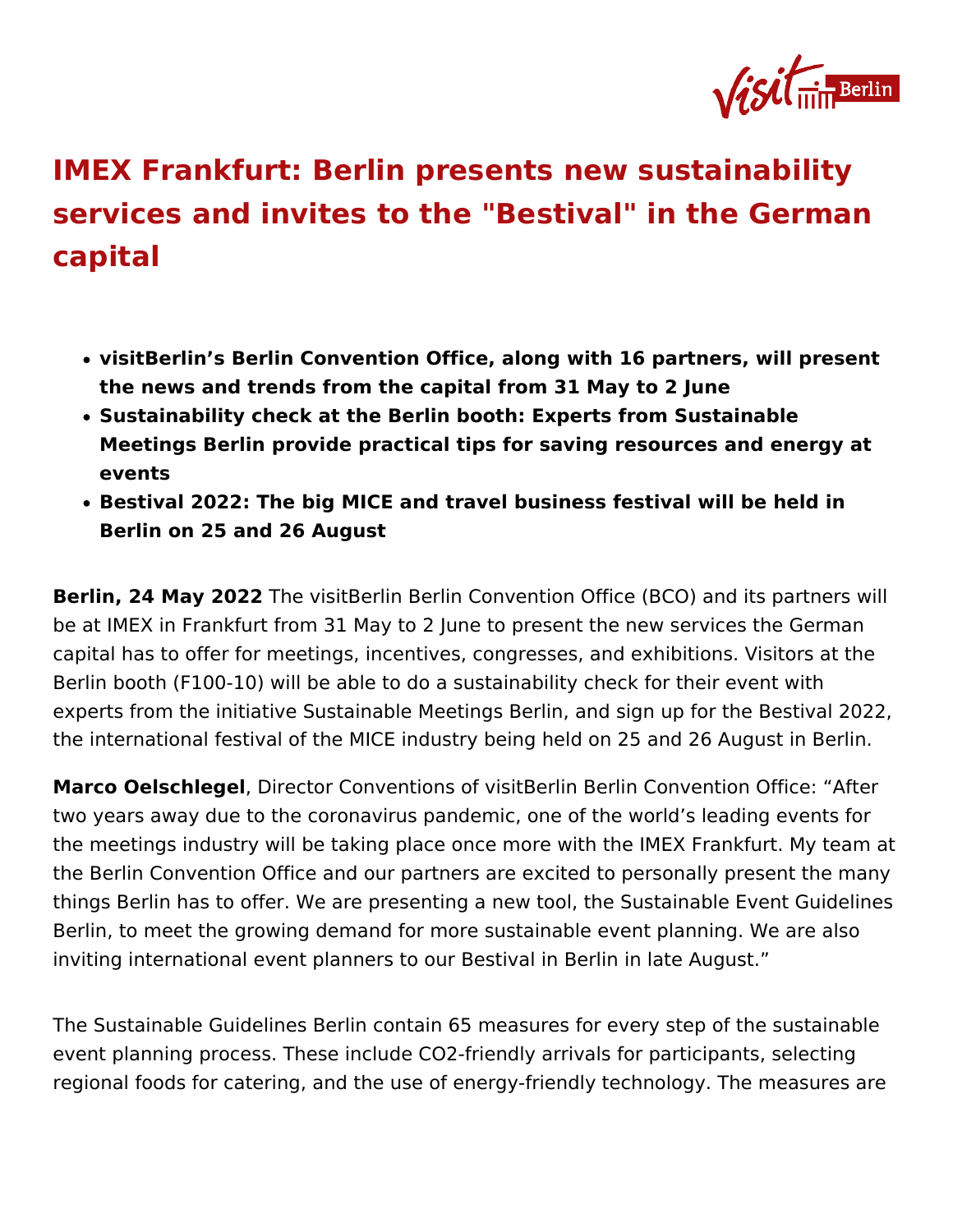# IMEX Frankfurt: Berlin presents new sustainability services and invites to the "Bestival" in the German capital

- **visitBerlin's Berlin Convention Office, along with 16 partners, will present the news and trends from the capital from 31 May to 2 June**
- **Sustainability check at the Berlin booth: Experts from Sustainable Meetings Berlin provide practical tips for saving resources and energy at events**
- **Bestival 2022: The big MICE and travel business festival will be held in Berlin on 25 and 26 August**

**Berlin, 24 May 2022** The visitBerlin Berlin Convention Office (BCO) and its partners will be at IMEX in Frankfurt from 31 May to 2 June to present the new services the German capital has to offer for meetings, incentives, congresses, and exhibitions. Visitors at the Berlin booth (F100-10) will be able to do a sustainability check for their event with experts from the initiative Sustainable Meetings Berlin, and sign up for the Bestival 2022, the international festival of the MICE industry being held on 25 and 26 August in Berlin.

**Marco Oelschlegel**, Director Conventions of visitBerlin Berlin Convention Office: "After two years away due to the coronavirus pandemic, one of the world's leading events for the meetings industry will be taking place once more with the IMEX Frankfurt. My team at the Berlin Convention Office and our partners are excited to personally present the many things Berlin has to offer. We are presenting a new tool, the Sustainable Event Guidelines Berlin, to meet the growing demand for more sustainable event planning. We are also inviting international event planners to our Bestival in Berlin in late August."

The Sustainable Guidelines Berlin contain 65 measures for every step of the sustainable event planning process. These include $CO_2$-friendly arrivals for participants, selecting regional foods for catering, and the use of energy-friendly technology. The measures are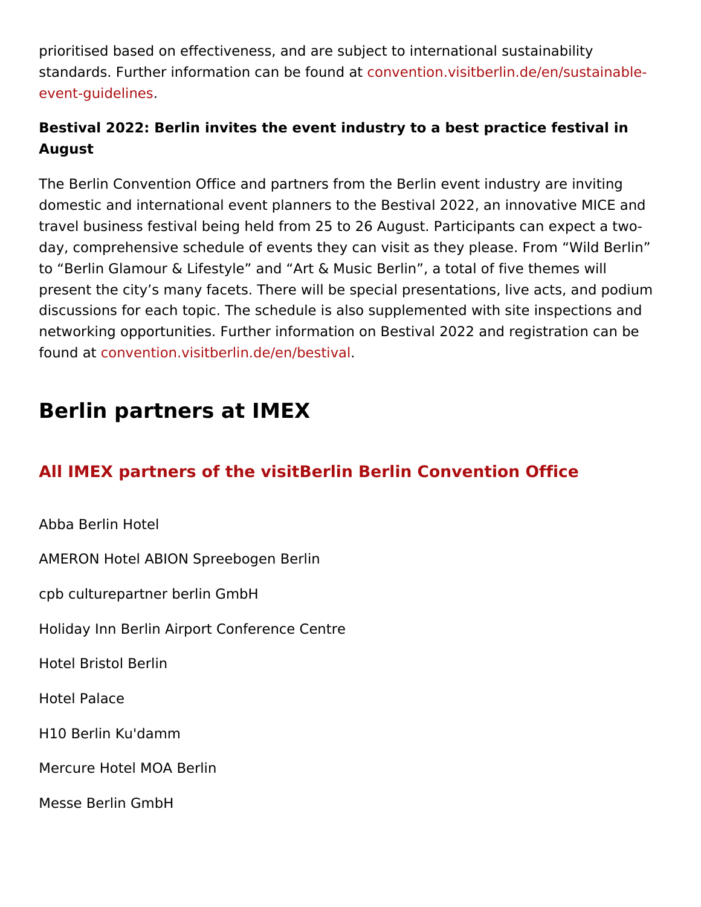prioritised based on effectiveness, and are subject to international sustainability standards. Further information can be found at convention.visitberlin.de/en/sustainable-event-guidelines.

**Bestival 2022: Berlin invites the event industry to a best practice festival in August**

The Berlin Convention Office and partners from the Berlin event industry are inviting domestic and international event planners to the Bestival 2022, an innovative MICE and travel business festival being held from 25 to 26 August. Participants can expect a two-day, comprehensive schedule of events they can visit as they please. From “Wild Berlin” to “Berlin Glamour & Lifestyle” and “Art & Music Berlin”, a total of five themes will present the city’s many facets. There will be special presentations, live acts, and podium discussions for each topic. The schedule is also supplemented with site inspections and networking opportunities. Further information on Bestival 2022 and registration can be found at convention.visitberlin.de/en/bestival.

# Berlin partners at IMEX

## All IMEX partners of the visitBerlin Berlin Convention Office

Abba Berlin Hotel

AMERON Hotel ABION Spreebogen Berlin

cpb culturepartner berlin GmbH

Holiday Inn Berlin Airport Conference Centre

Hotel Bristol Berlin

Hotel Palace

H10 Berlin Ku'damm

Mercure Hotel MOA Berlin

Messe Berlin GmbH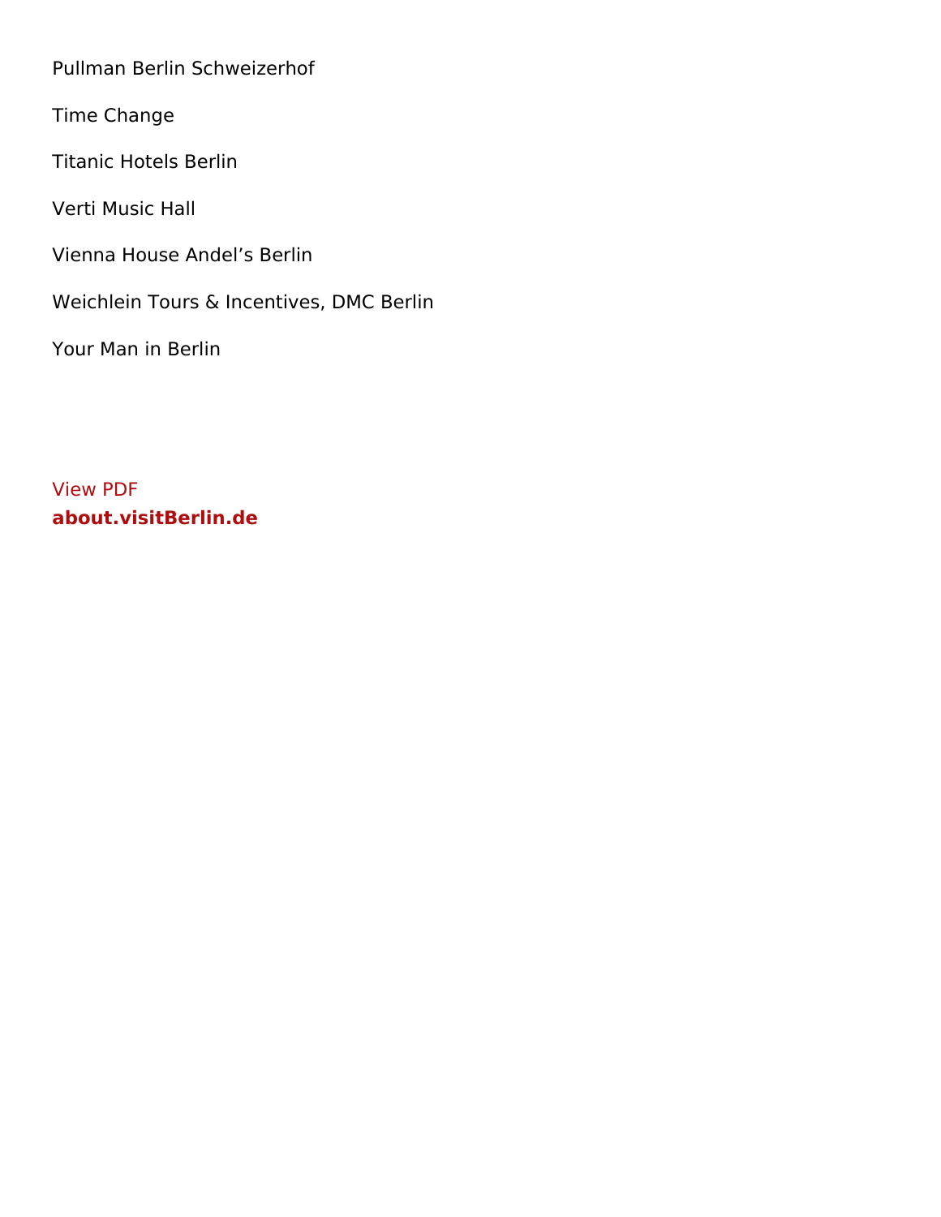Pullman Berlin Schweizerhof

Time Change

Titanic Hotels Berlin

Verti Music Hall

Vienna House Andel’s Berlin

Weichlein Tours & Incentives, DMC Berlin

Your Man in Berlin

View PDF
**about.visitBerlin.de**